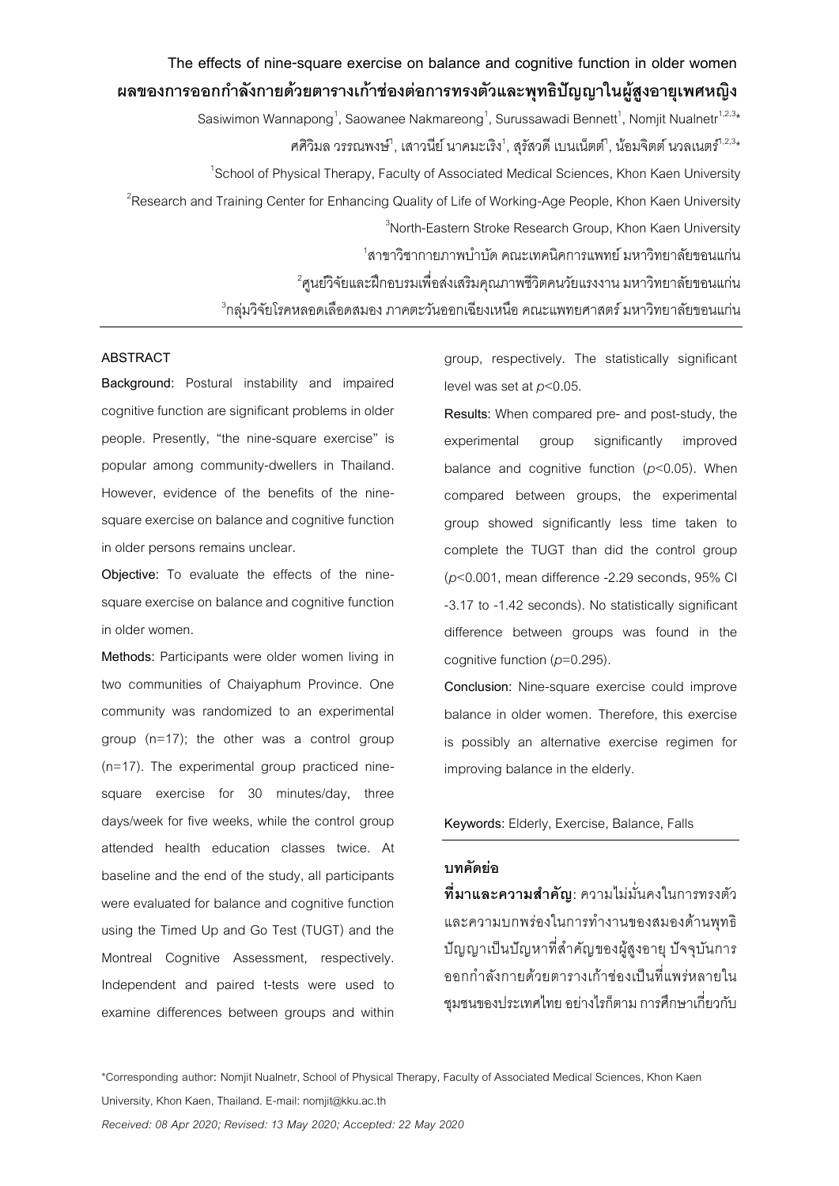# The effects of nine-square exercise on balance and cognitive function in older women

# ผลของการออกกำลังกายด้วยตารางเก้าช่องต่อการทรงตัวและพุทธิปัญญาในผู้สูงอายุเพศหญิง

Sasiwimon Wannapong[1], Saowanee Nakmareong[1], Surussawadi Bennett[1], Nomjit Nualnetr[1,2,3]*

ศศิวิมล วรรณพงษ์[1], เสาวนีย์ นาคมะเริง[1], สุรัสวดี เบนเน็ตต์[1], น้อมจิตต์ นวลเนตร์[1,2,3]*

[1]School of Physical Therapy, Faculty of Associated Medical Sciences, Khon Kaen University

[2]Research and Training Center for Enhancing Quality of Life of Working-Age People, Khon Kaen University

[3]North-Eastern Stroke Research Group, Khon Kaen University

[1]สาขาวิชากายภาพบำบัด คณะเทคนิคการแพทย์ มหาวิทยาลัยขอนแก่น

[2]ศูนย์วิจัยและฝึกอบรมเพื่อส่งเสริมคุณภาพชีวิตคนวัยแรงงาน มหาวิทยาลัยขอนแก่น

[3]กลุ่มวิจัยโรคหลอดเลือดสมอง ภาคตะวันออกเฉียงเหนือ คณะแพทยศาสตร์ มหาวิทยาลัยขอนแก่น

## ABSTRACT

**Background:** Postural instability and impaired cognitive function are significant problems in older people. Presently, "the nine-square exercise" is popular among community-dwellers in Thailand. However, evidence of the benefits of the nine-square exercise on balance and cognitive function in older persons remains unclear.

**Objective:** To evaluate the effects of the nine-square exercise on balance and cognitive function in older women.

**Methods:** Participants were older women living in two communities of Chaiyaphum Province. One community was randomized to an experimental group (n=17); the other was a control group (n=17). The experimental group practiced nine-square exercise for 30 minutes/day, three days/week for five weeks, while the control group attended health education classes twice. At baseline and the end of the study, all participants were evaluated for balance and cognitive function using the Timed Up and Go Test (TUGT) and the Montreal Cognitive Assessment, respectively. Independent and paired t-tests were used to examine differences between groups and within group, respectively. The statistically significant level was set at $p<0.05$.

**Results:** When compared pre- and post-study, the experimental group significantly improved balance and cognitive function ($p<0.05$). When compared between groups, the experimental group showed significantly less time taken to complete the TUGT than did the control group ($p<0.001$, mean difference -2.29 seconds, 95% CI -3.17 to -1.42 seconds). No statistically significant difference between groups was found in the cognitive function ($p=0.295$).

**Conclusion:** Nine-square exercise could improve balance in older women. Therefore, this exercise is possibly an alternative exercise regimen for improving balance in the elderly.

**Keywords:** Elderly, Exercise, Balance, Falls

## บทคัดย่อ

**ที่มาและความสำคัญ:** ความไม่มั่นคงในการทรงตัวและความบกพร่องในการทำงานของสมองด้านพุทธิปัญญาเป็นปัญหาที่สำคัญของผู้สูงอายุ ปัจจุบันการออกกำลังกายด้วยตารางเก้าช่องเป็นที่แพร่หลายในชุมชนของประเทศไทย อย่างไรก็ตาม การศึกษาเกี่ยวกับ

*Corresponding author: Nomjit Nualnetr, School of Physical Therapy, Faculty of Associated Medical Sciences, Khon Kaen University, Khon Kaen, Thailand. E-mail: nomjit@kku.ac.th

*Received: 08 Apr 2020; Revised: 13 May 2020; Accepted: 22 May 2020*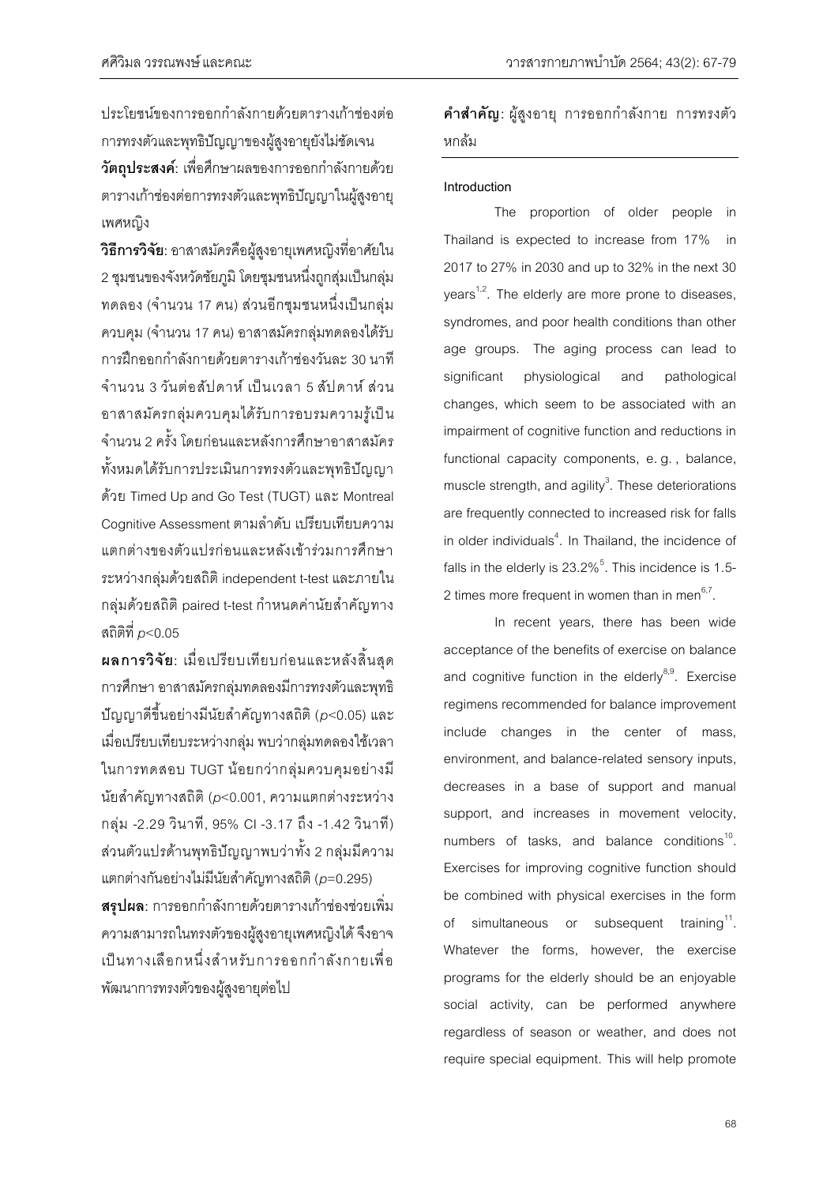ประโยชน์ของการออกกำลังกายด้วยตารางเก้าช่องต่อการทรงตัวและพุทธิปัญญาของผู้สูงอายุยังไม่ชัดเจน

**วัตถุประสงค์**: เพื่อศึกษาผลของการออกกำลังกายด้วยตารางเก้าช่องต่อการทรงตัวและพุทธิปัญญาในผู้สูงอายุเพศหญิง

**วิธีการวิจัย**: อาสาสมัครคือผู้สูงอายุเพศหญิงที่อาศัยใน 2 ชุมชนของจังหวัดชัยภูมิ โดยชุมชนหนึ่งถูกสุ่มเป็นกลุ่มทดลอง (จำนวน 17 คน) ส่วนอีกชุมชนหนึ่งเป็นกลุ่มควบคุม (จำนวน 17 คน) อาสาสมัครกลุ่มทดลองได้รับการฝึกออกกำลังกายด้วยตารางเก้าช่องวันละ 30 นาที จำนวน 3 วันต่อสัปดาห์ เป็นเวลา 5 สัปดาห์ ส่วนอาสาสมัครกลุ่มควบคุมได้รับการอบรมความรู้เป็นจำนวน 2 ครั้ง โดยก่อนและหลังการศึกษาอาสาสมัครทั้งหมดได้รับการประเมินการทรงตัวและพุทธิปัญญาด้วย Timed Up and Go Test (TUGT) และ Montreal Cognitive Assessment ตามลำดับ เปรียบเทียบความแตกต่างของตัวแปรก่อนและหลังเข้าร่วมการศึกษาระหว่างกลุ่มด้วยสถิติ independent t-test และภายในกลุ่มด้วยสถิติ paired t-test กำหนดค่านัยสำคัญทางสถิติที่ $p<0.05$

**ผลการวิจัย**: เมื่อเปรียบเทียบก่อนและหลังสิ้นสุดการศึกษา อาสาสมัครกลุ่มทดลองมีการทรงตัวและพุทธิปัญญาดีขึ้นอย่างมีนัยสำคัญทางสถิติ ($p<0.05$) และเมื่อเปรียบเทียบระหว่างกลุ่ม พบว่ากลุ่มทดลองใช้เวลาในการทดสอบ TUGT น้อยกว่ากลุ่มควบคุมอย่างมีนัยสำคัญทางสถิติ ($p<0.001$, ความแตกต่างระหว่างกลุ่ม -2.29 วินาที, 95% CI -3.17 ถึง -1.42 วินาที) ส่วนตัวแปรด้านพุทธิปัญญาพบว่าทั้ง 2 กลุ่มมีความแตกต่างกันอย่างไม่มีนัยสำคัญทางสถิติ ($p=0.295$)

**สรุปผล**: การออกกำลังกายด้วยตารางเก้าช่องช่วยเพิ่มความสามารถในทรงตัวของผู้สูงอายุเพศหญิงได้ จึงอาจเป็นทางเลือกหนึ่งสำหรับการออกกำลังกายเพื่อพัฒนาการทรงตัวของผู้สูงอายุต่อไป

**คำสำคัญ**: ผู้สูงอายุ การออกกำลังกาย การทรงตัว หกล้ม

#### Introduction

The proportion of older people in Thailand is expected to increase from 17% in 2017 to 27% in 2030 and up to 32% in the next 30 years[1,2]. The elderly are more prone to diseases, syndromes, and poor health conditions than other age groups. The aging process can lead to significant physiological and pathological changes, which seem to be associated with an impairment of cognitive function and reductions in functional capacity components, e.g., balance, muscle strength, and agility[3]. These deteriorations are frequently connected to increased risk for falls in older individuals[4]. In Thailand, the incidence of falls in the elderly is 23.2%[5]. This incidence is 1.5-2 times more frequent in women than in men[6,7].

In recent years, there has been wide acceptance of the benefits of exercise on balance and cognitive function in the elderly[8,9]. Exercise regimens recommended for balance improvement include changes in the center of mass, environment, and balance-related sensory inputs, decreases in a base of support and manual support, and increases in movement velocity, numbers of tasks, and balance conditions[10]. Exercises for improving cognitive function should be combined with physical exercises in the form of simultaneous or subsequent training[11]. Whatever the forms, however, the exercise programs for the elderly should be an enjoyable social activity, can be performed anywhere regardless of season or weather, and does not require special equipment. This will help promote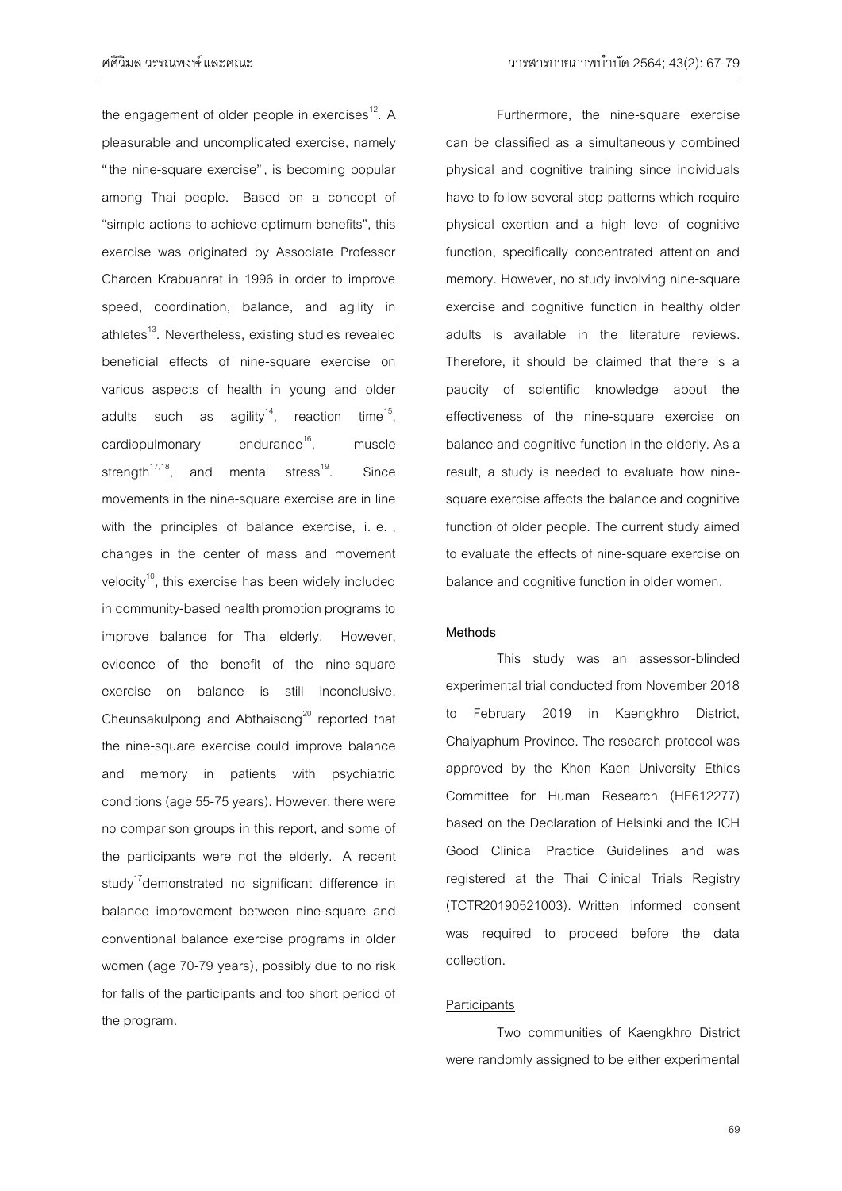the engagement of older people in exercises[12]. A pleasurable and uncomplicated exercise, namely "the nine-square exercise", is becoming popular among Thai people. Based on a concept of "simple actions to achieve optimum benefits", this exercise was originated by Associate Professor Charoen Krabuanrat in 1996 in order to improve speed, coordination, balance, and agility in athletes[13]. Nevertheless, existing studies revealed beneficial effects of nine-square exercise on various aspects of health in young and older adults such as agility[14], reaction time[15], cardiopulmonary endurance[16], muscle strength[17,18], and mental stress[19]. Since movements in the nine-square exercise are in line with the principles of balance exercise, i. e. , changes in the center of mass and movement velocity[10], this exercise has been widely included in community-based health promotion programs to improve balance for Thai elderly. However, evidence of the benefit of the nine-square exercise on balance is still inconclusive. Cheunsakulpong and Abthaisong[20] reported that the nine-square exercise could improve balance and memory in patients with psychiatric conditions (age 55-75 years). However, there were no comparison groups in this report, and some of the participants were not the elderly. A recent study[17] demonstrated no significant difference in balance improvement between nine-square and conventional balance exercise programs in older women (age 70-79 years), possibly due to no risk for falls of the participants and too short period of the program.

Furthermore, the nine-square exercise can be classified as a simultaneously combined physical and cognitive training since individuals have to follow several step patterns which require physical exertion and a high level of cognitive function, specifically concentrated attention and memory. However, no study involving nine-square exercise and cognitive function in healthy older adults is available in the literature reviews. Therefore, it should be claimed that there is a paucity of scientific knowledge about the effectiveness of the nine-square exercise on balance and cognitive function in the elderly. As a result, a study is needed to evaluate how nine-square exercise affects the balance and cognitive function of older people. The current study aimed to evaluate the effects of nine-square exercise on balance and cognitive function in older women.

## Methods

This study was an assessor-blinded experimental trial conducted from November 2018 to February 2019 in Kaengkhro District, Chaiyaphum Province. The research protocol was approved by the Khon Kaen University Ethics Committee for Human Research (HE612277) based on the Declaration of Helsinki and the ICH Good Clinical Practice Guidelines and was registered at the Thai Clinical Trials Registry (TCTR20190521003). Written informed consent was required to proceed before the data collection.

### Participants

Two communities of Kaengkhro District were randomly assigned to be either experimental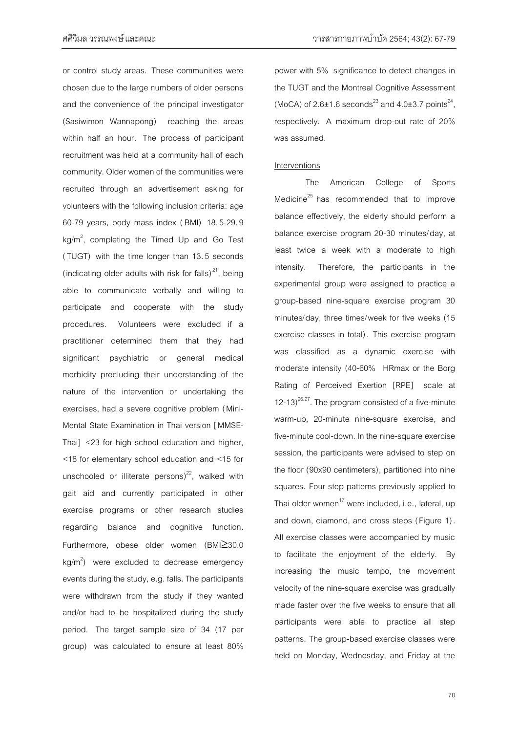or control study areas. These communities were chosen due to the large numbers of older persons and the convenience of the principal investigator (Sasiwimon Wannapong) reaching the areas within half an hour. The process of participant recruitment was held at a community hall of each community. Older women of the communities were recruited through an advertisement asking for volunteers with the following inclusion criteria: age 60-79 years, body mass index (BMI) 18.5-29.9 kg/m$^2$, completing the Timed Up and Go Test (TUGT) with the time longer than 13.5 seconds (indicating older adults with risk for falls)[21], being able to communicate verbally and willing to participate and cooperate with the study procedures. Volunteers were excluded if a practitioner determined them that they had significant psychiatric or general medical morbidity precluding their understanding of the nature of the intervention or undertaking the exercises, had a severe cognitive problem (Mini-Mental State Examination in Thai version [MMSE-Thai] <23 for high school education and higher, <18 for elementary school education and <15 for unschooled or illiterate persons)[22], walked with gait aid and currently participated in other exercise programs or other research studies regarding balance and cognitive function. Furthermore, obese older women (BMI≥30.0 kg/m$^2$) were excluded to decrease emergency events during the study, e.g. falls. The participants were withdrawn from the study if they wanted and/or had to be hospitalized during the study period. The target sample size of 34 (17 per group) was calculated to ensure at least 80% power with 5% significance to detect changes in the TUGT and the Montreal Cognitive Assessment (MoCA) of 2.6±1.6 seconds[23] and 4.0±3.7 points[24], respectively. A maximum drop-out rate of 20% was assumed.

Interventions

The American College of Sports Medicine[25] has recommended that to improve balance effectively, the elderly should perform a balance exercise program 20-30 minutes/day, at least twice a week with a moderate to high intensity. Therefore, the participants in the experimental group were assigned to practice a group-based nine-square exercise program 30 minutes/day, three times/week for five weeks (15 exercise classes in total). This exercise program was classified as a dynamic exercise with moderate intensity (40-60% HRmax or the Borg Rating of Perceived Exertion [RPE] scale at 12-13)[26,27]. The program consisted of a five-minute warm-up, 20-minute nine-square exercise, and five-minute cool-down. In the nine-square exercise session, the participants were advised to step on the floor (90x90 centimeters), partitioned into nine squares. Four step patterns previously applied to Thai older women[17] were included, i.e., lateral, up and down, diamond, and cross steps (Figure 1). All exercise classes were accompanied by music to facilitate the enjoyment of the elderly. By increasing the music tempo, the movement velocity of the nine-square exercise was gradually made faster over the five weeks to ensure that all participants were able to practice all step patterns. The group-based exercise classes were held on Monday, Wednesday, and Friday at the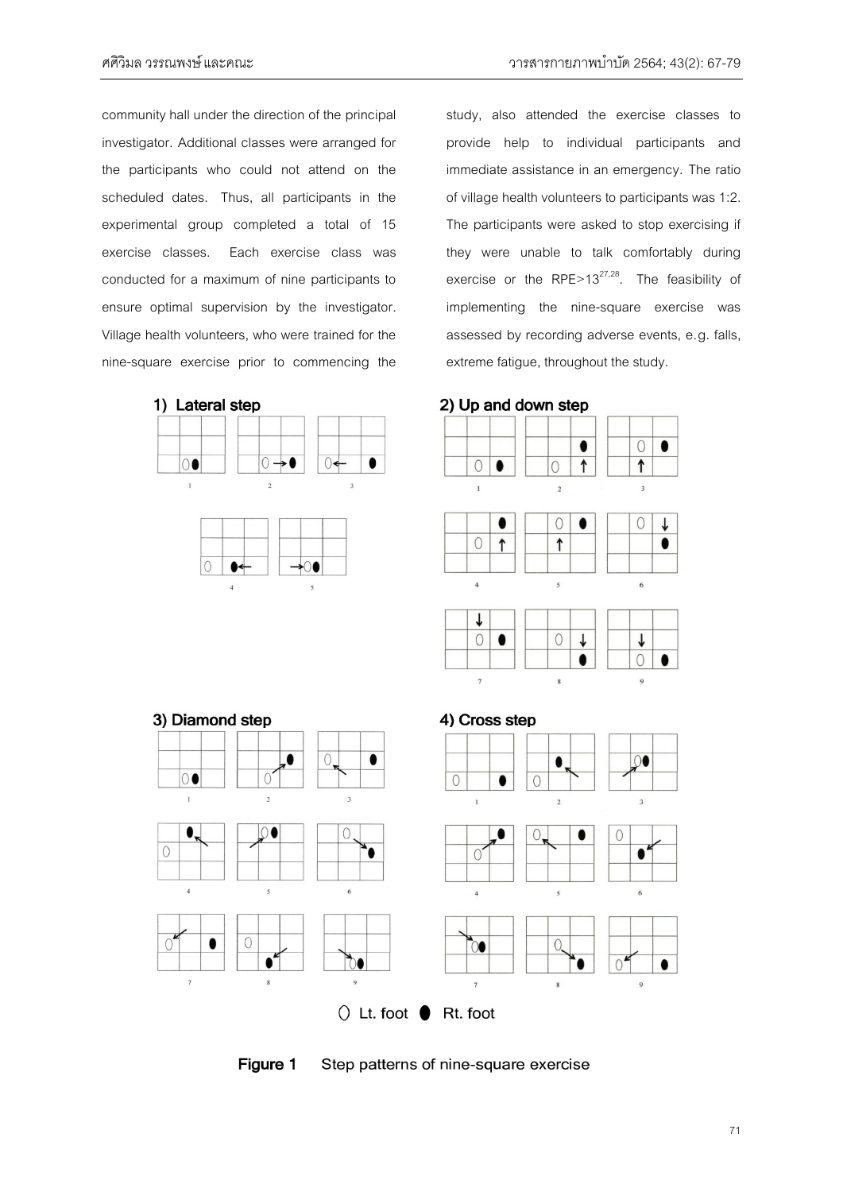community hall under the direction of the principal investigator. Additional classes were arranged for the participants who could not attend on the scheduled dates. Thus, all participants in the experimental group completed a total of 15 exercise classes. Each exercise class was conducted for a maximum of nine participants to ensure optimal supervision by the investigator. Village health volunteers, who were trained for the nine-square exercise prior to commencing the study, also attended the exercise classes to provide help to individual participants and immediate assistance in an emergency. The ratio of village health volunteers to participants was 1:2. The participants were asked to stop exercising if they were unable to talk comfortably during exercise or the RPE>13[27,28]. The feasibility of implementing the nine-square exercise was assessed by recording adverse events, e.g. falls, extreme fatigue, throughout the study.

**1) Lateral step**

**2) Up and down step**

**3) Diamond step**

**4) Cross step**

○ Lt. foot ● Rt. foot

**Figure 1** Step patterns of nine-square exercise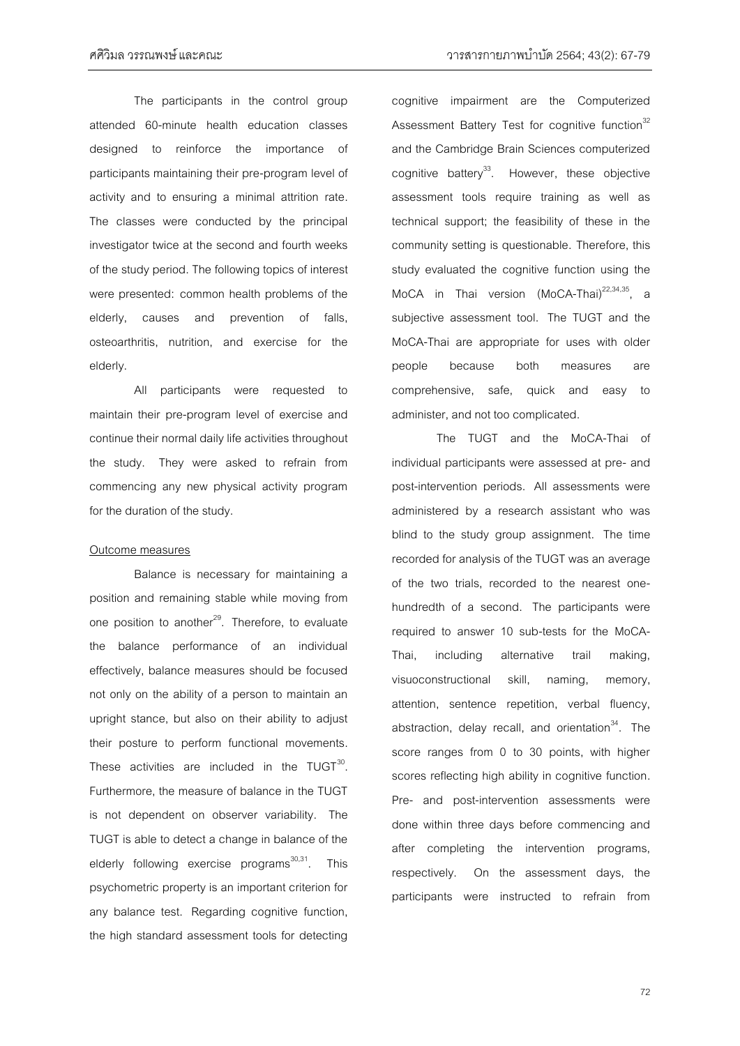The participants in the control group attended 60-minute health education classes designed to reinforce the importance of participants maintaining their pre-program level of activity and to ensuring a minimal attrition rate. The classes were conducted by the principal investigator twice at the second and fourth weeks of the study period. The following topics of interest were presented: common health problems of the elderly, causes and prevention of falls, osteoarthritis, nutrition, and exercise for the elderly.

All participants were requested to maintain their pre-program level of exercise and continue their normal daily life activities throughout the study. They were asked to refrain from commencing any new physical activity program for the duration of the study.

Outcome measures

Balance is necessary for maintaining a position and remaining stable while moving from one position to another[29]. Therefore, to evaluate the balance performance of an individual effectively, balance measures should be focused not only on the ability of a person to maintain an upright stance, but also on their ability to adjust their posture to perform functional movements. These activities are included in the TUGT[30]. Furthermore, the measure of balance in the TUGT is not dependent on observer variability. The TUGT is able to detect a change in balance of the elderly following exercise programs[30,31]. This psychometric property is an important criterion for any balance test. Regarding cognitive function, the high standard assessment tools for detecting cognitive impairment are the Computerized Assessment Battery Test for cognitive function[32] and the Cambridge Brain Sciences computerized cognitive battery[33]. However, these objective assessment tools require training as well as technical support; the feasibility of these in the community setting is questionable. Therefore, this study evaluated the cognitive function using the MoCA in Thai version (MoCA-Thai)[22,34,35], a subjective assessment tool. The TUGT and the MoCA-Thai are appropriate for uses with older people because both measures are comprehensive, safe, quick and easy to administer, and not too complicated.

The TUGT and the MoCA-Thai of individual participants were assessed at pre- and post-intervention periods. All assessments were administered by a research assistant who was blind to the study group assignment. The time recorded for analysis of the TUGT was an average of the two trials, recorded to the nearest one-hundredth of a second. The participants were required to answer 10 sub-tests for the MoCA-Thai, including alternative trail making, visuoconstructional skill, naming, memory, attention, sentence repetition, verbal fluency, abstraction, delay recall, and orientation[34]. The score ranges from 0 to 30 points, with higher scores reflecting high ability in cognitive function. Pre- and post-intervention assessments were done within three days before commencing and after completing the intervention programs, respectively. On the assessment days, the participants were instructed to refrain from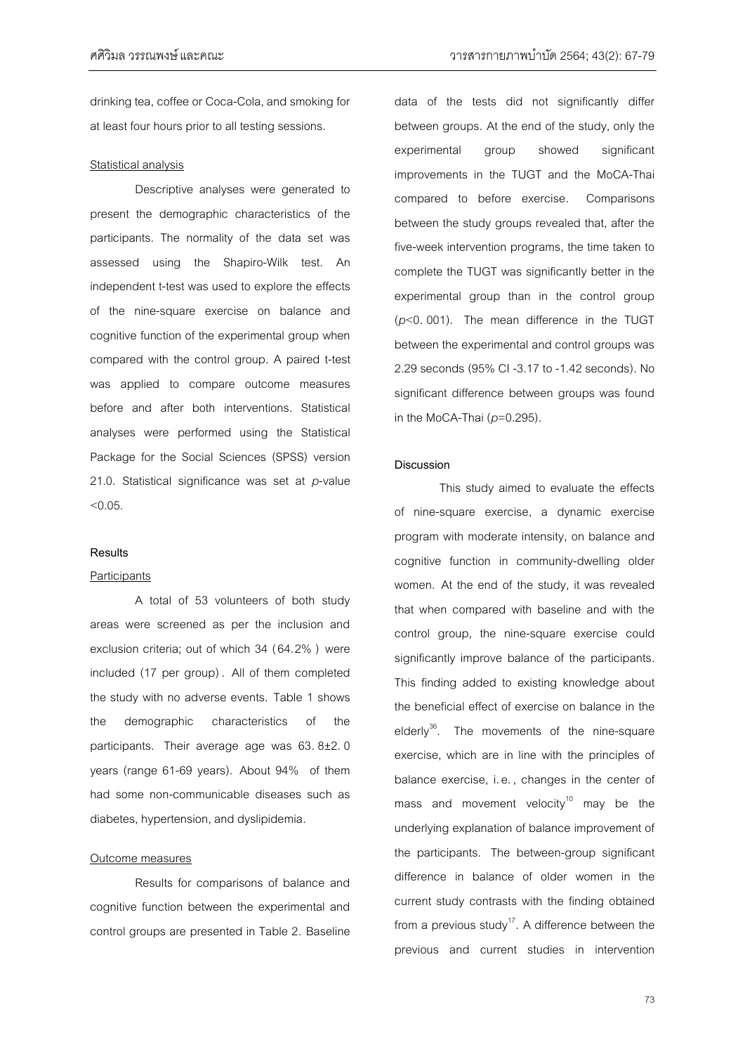drinking tea, coffee or Coca-Cola, and smoking for at least four hours prior to all testing sessions.

Statistical analysis

Descriptive analyses were generated to present the demographic characteristics of the participants. The normality of the data set was assessed using the Shapiro-Wilk test. An independent t-test was used to explore the effects of the nine-square exercise on balance and cognitive function of the experimental group when compared with the control group. A paired t-test was applied to compare outcome measures before and after both interventions. Statistical analyses were performed using the Statistical Package for the Social Sciences (SPSS) version 21.0. Statistical significance was set at *p*-value <0.05.

## Results

Participants

A total of 53 volunteers of both study areas were screened as per the inclusion and exclusion criteria; out of which 34 (64.2%) were included (17 per group). All of them completed the study with no adverse events. Table 1 shows the demographic characteristics of the participants. Their average age was 63.8±2.0 years (range 61-69 years). About 94% of them had some non-communicable diseases such as diabetes, hypertension, and dyslipidemia.

Outcome measures

Results for comparisons of balance and cognitive function between the experimental and control groups are presented in Table 2. Baseline data of the tests did not significantly differ between groups. At the end of the study, only the experimental group showed significant improvements in the TUGT and the MoCA-Thai compared to before exercise. Comparisons between the study groups revealed that, after the five-week intervention programs, the time taken to complete the TUGT was significantly better in the experimental group than in the control group ($p$<0. 001). The mean difference in the TUGT between the experimental and control groups was 2.29 seconds (95% CI -3.17 to -1.42 seconds). No significant difference between groups was found in the MoCA-Thai ($p$=0.295).

## Discussion

This study aimed to evaluate the effects of nine-square exercise, a dynamic exercise program with moderate intensity, on balance and cognitive function in community-dwelling older women. At the end of the study, it was revealed that when compared with baseline and with the control group, the nine-square exercise could significantly improve balance of the participants. This finding added to existing knowledge about the beneficial effect of exercise on balance in the elderly[36]. The movements of the nine-square exercise, which are in line with the principles of balance exercise, i.e., changes in the center of mass and movement velocity[10] may be the underlying explanation of balance improvement of the participants. The between-group significant difference in balance of older women in the current study contrasts with the finding obtained from a previous study[17]. A difference between the previous and current studies in intervention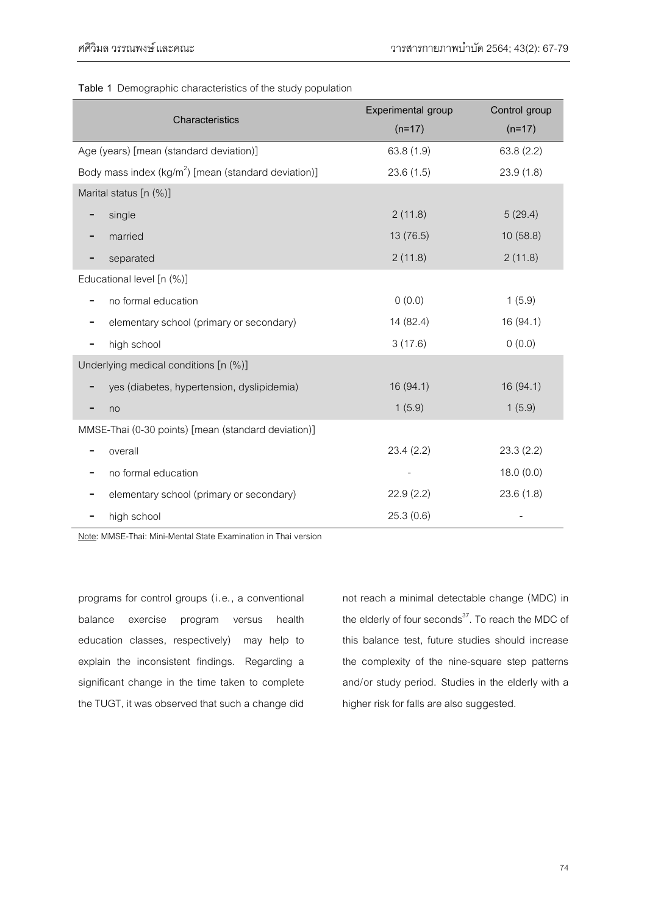**Table 1** Demographic characteristics of the study population

| Characteristics | Experimental group (n=17) | Control group (n=17) |
|---|---|---|
| Age (years) [mean (standard deviation)] | 63.8 (1.9) | 63.8 (2.2) |
| Body mass index (kg/m$^2$) [mean (standard deviation)] | 23.6 (1.5) | 23.9 (1.8) |
| Marital status [n (%)] | | |
| - single | 2 (11.8) | 5 (29.4) |
| - married | 13 (76.5) | 10 (58.8) |
| - separated | 2 (11.8) | 2 (11.8) |
| Educational level [n (%)] | | |
| - no formal education | 0 (0.0) | 1 (5.9) |
| - elementary school (primary or secondary) | 14 (82.4) | 16 (94.1) |
| - high school | 3 (17.6) | 0 (0.0) |
| Underlying medical conditions [n (%)] | | |
| - yes (diabetes, hypertension, dyslipidemia) | 16 (94.1) | 16 (94.1) |
| - no | 1 (5.9) | 1 (5.9) |
| MMSE-Thai (0-30 points) [mean (standard deviation)] | | |
| - overall | 23.4 (2.2) | 23.3 (2.2) |
| - no formal education | - | 18.0 (0.0) |
| - elementary school (primary or secondary) | 22.9 (2.2) | 23.6 (1.8) |
| - high school | 25.3 (0.6) | - |

Note: MMSE-Thai: Mini-Mental State Examination in Thai version

programs for control groups (i.e., a conventional balance exercise program versus health education classes, respectively) may help to explain the inconsistent findings. Regarding a significant change in the time taken to complete the TUGT, it was observed that such a change did not reach a minimal detectable change (MDC) in the elderly of four seconds[37]. To reach the MDC of this balance test, future studies should increase the complexity of the nine-square step patterns and/or study period. Studies in the elderly with a higher risk for falls are also suggested.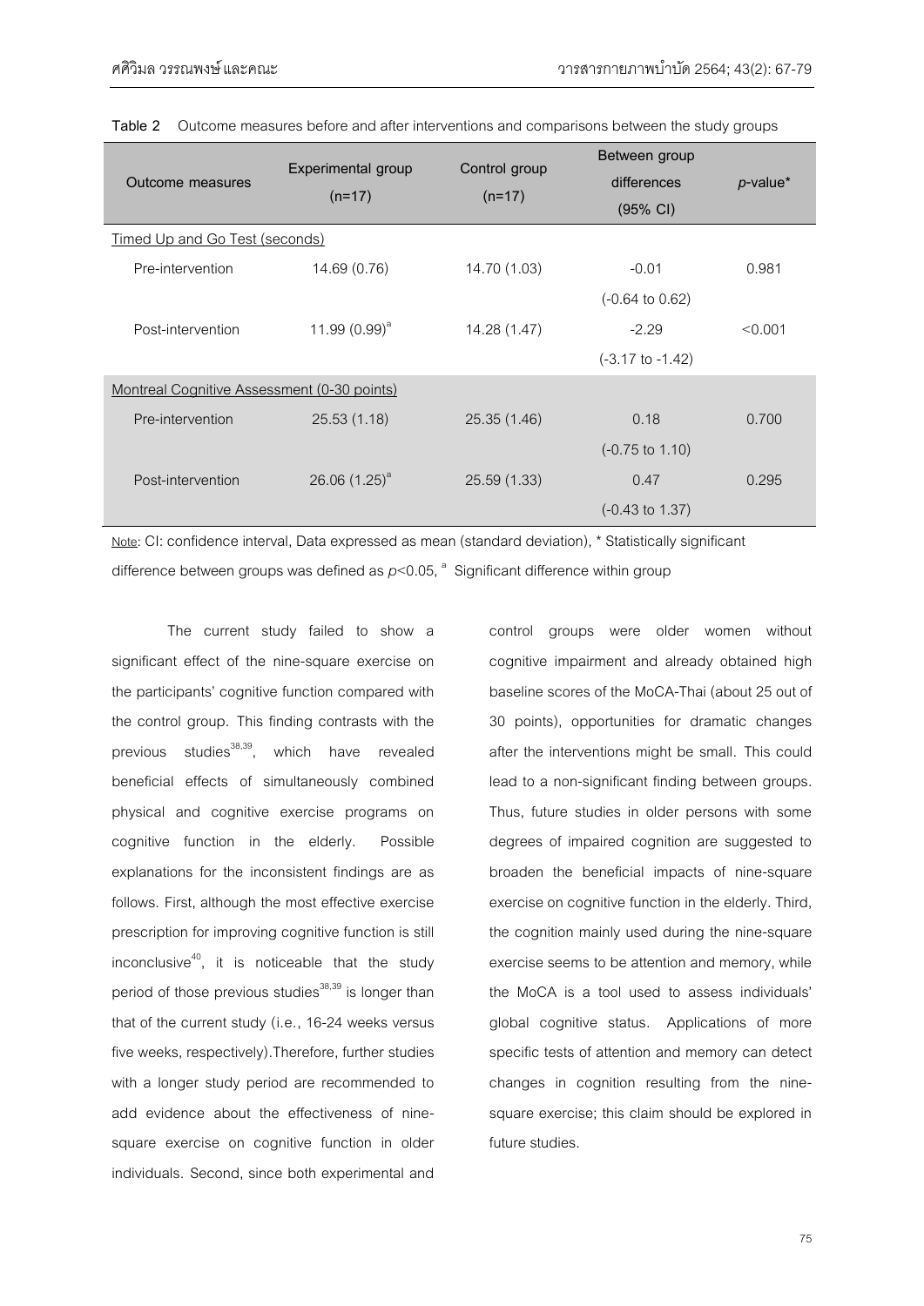**Table 2** Outcome measures before and after interventions and comparisons between the study groups

| Outcome measures | Experimental group (n=17) | Control group (n=17) | Between group differences (95% CI) | *p*-value* |
|---|---|---|---|---|
| Timed Up and Go Test (seconds) | | | | |
| Pre-intervention | 14.69 (0.76) | 14.70 (1.03) | -0.01 (-0.64 to 0.62) | 0.981 |
| Post-intervention | 11.99 (0.99)[a] | 14.28 (1.47) | -2.29 (-3.17 to -1.42) | <0.001 |
| Montreal Cognitive Assessment (0-30 points) | | | | |
| Pre-intervention | 25.53 (1.18) | 25.35 (1.46) | 0.18 (-0.75 to 1.10) | 0.700 |
| Post-intervention | 26.06 (1.25)[a] | 25.59 (1.33) | 0.47 (-0.43 to 1.37) | 0.295 |

Note: CI: confidence interval, Data expressed as mean (standard deviation), * Statistically significant difference between groups was defined as $p<0.05$, [a] Significant difference within group

The current study failed to show a significant effect of the nine-square exercise on the participants' cognitive function compared with the control group. This finding contrasts with the previous studies[38,39], which have revealed beneficial effects of simultaneously combined physical and cognitive exercise programs on cognitive function in the elderly. Possible explanations for the inconsistent findings are as follows. First, although the most effective exercise prescription for improving cognitive function is still inconclusive[40], it is noticeable that the study period of those previous studies[38,39] is longer than that of the current study (i.e., 16-24 weeks versus five weeks, respectively).Therefore, further studies with a longer study period are recommended to add evidence about the effectiveness of nine-square exercise on cognitive function in older individuals. Second, since both experimental and control groups were older women without cognitive impairment and already obtained high baseline scores of the MoCA-Thai (about 25 out of 30 points), opportunities for dramatic changes after the interventions might be small. This could lead to a non-significant finding between groups. Thus, future studies in older persons with some degrees of impaired cognition are suggested to broaden the beneficial impacts of nine-square exercise on cognitive function in the elderly. Third, the cognition mainly used during the nine-square exercise seems to be attention and memory, while the MoCA is a tool used to assess individuals' global cognitive status. Applications of more specific tests of attention and memory can detect changes in cognition resulting from the nine-square exercise; this claim should be explored in future studies.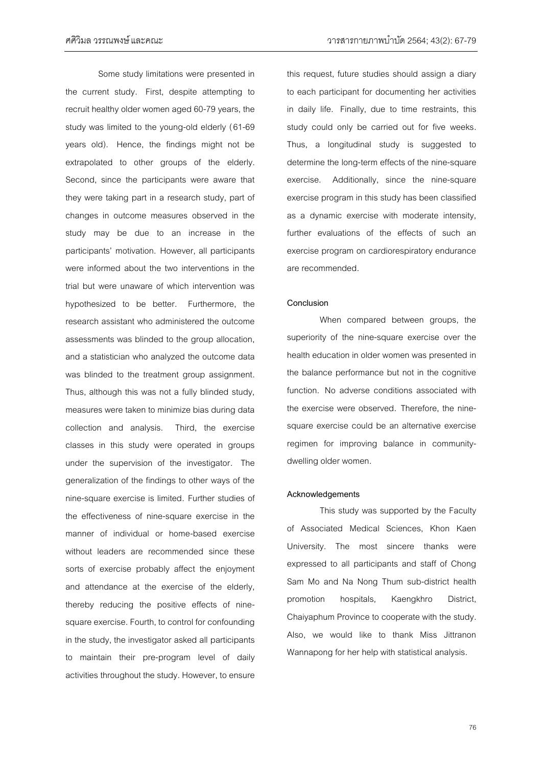Some study limitations were presented in the current study. First, despite attempting to recruit healthy older women aged 60-79 years, the study was limited to the young-old elderly (61-69 years old). Hence, the findings might not be extrapolated to other groups of the elderly. Second, since the participants were aware that they were taking part in a research study, part of changes in outcome measures observed in the study may be due to an increase in the participants' motivation. However, all participants were informed about the two interventions in the trial but were unaware of which intervention was hypothesized to be better. Furthermore, the research assistant who administered the outcome assessments was blinded to the group allocation, and a statistician who analyzed the outcome data was blinded to the treatment group assignment. Thus, although this was not a fully blinded study, measures were taken to minimize bias during data collection and analysis. Third, the exercise classes in this study were operated in groups under the supervision of the investigator. The generalization of the findings to other ways of the nine-square exercise is limited. Further studies of the effectiveness of nine-square exercise in the manner of individual or home-based exercise without leaders are recommended since these sorts of exercise probably affect the enjoyment and attendance at the exercise of the elderly, thereby reducing the positive effects of nine-square exercise. Fourth, to control for confounding in the study, the investigator asked all participants to maintain their pre-program level of daily activities throughout the study. However, to ensure this request, future studies should assign a diary to each participant for documenting her activities in daily life. Finally, due to time restraints, this study could only be carried out for five weeks. Thus, a longitudinal study is suggested to determine the long-term effects of the nine-square exercise. Additionally, since the nine-square exercise program in this study has been classified as a dynamic exercise with moderate intensity, further evaluations of the effects of such an exercise program on cardiorespiratory endurance are recommended.

## Conclusion

When compared between groups, the superiority of the nine-square exercise over the health education in older women was presented in the balance performance but not in the cognitive function. No adverse conditions associated with the exercise were observed. Therefore, the nine-square exercise could be an alternative exercise regimen for improving balance in community-dwelling older women.

## Acknowledgements

This study was supported by the Faculty of Associated Medical Sciences, Khon Kaen University. The most sincere thanks were expressed to all participants and staff of Chong Sam Mo and Na Nong Thum sub-district health promotion hospitals, Kaengkhro District, Chaiyaphum Province to cooperate with the study. Also, we would like to thank Miss Jittranon Wannapong for her help with statistical analysis.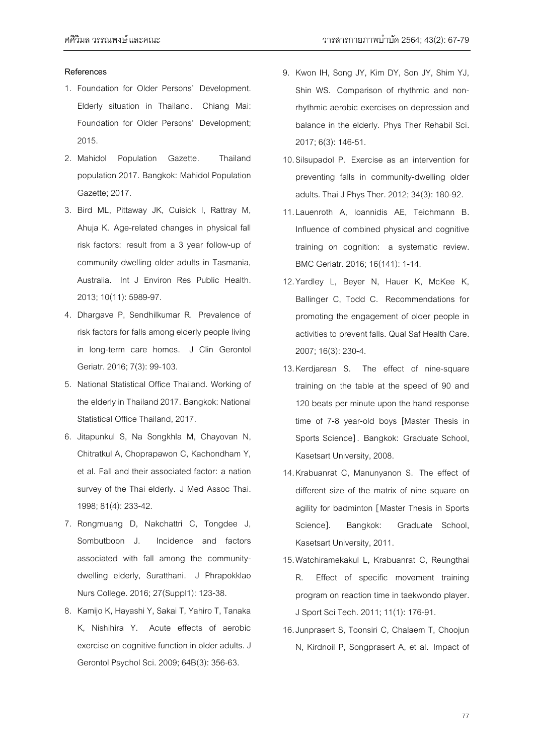#### References

1. Foundation for Older Persons' Development. Elderly situation in Thailand. Chiang Mai: Foundation for Older Persons' Development; 2015.
2. Mahidol Population Gazette. Thailand population 2017. Bangkok: Mahidol Population Gazette; 2017.
3. Bird ML, Pittaway JK, Cuisick I, Rattray M, Ahuja K. Age-related changes in physical fall risk factors: result from a 3 year follow-up of community dwelling older adults in Tasmania, Australia. Int J Environ Res Public Health. 2013; 10(11): 5989-97.
4. Dhargave P, Sendhilkumar R. Prevalence of risk factors for falls among elderly people living in long-term care homes. J Clin Gerontol Geriatr. 2016; 7(3): 99-103.
5. National Statistical Office Thailand. Working of the elderly in Thailand 2017. Bangkok: National Statistical Office Thailand, 2017.
6. Jitapunkul S, Na Songkhla M, Chayovan N, Chitratkul A, Choprapawon C, Kachondham Y, et al. Fall and their associated factor: a nation survey of the Thai elderly. J Med Assoc Thai. 1998; 81(4): 233-42.
7. Rongmuang D, Nakchattri C, Tongdee J, Sombutboon J. Incidence and factors associated with fall among the community-dwelling elderly, Suratthani. J Phrapokklao Nurs College. 2016; 27(Suppl1): 123-38.
8. Kamijo K, Hayashi Y, Sakai T, Yahiro T, Tanaka K, Nishihira Y. Acute effects of aerobic exercise on cognitive function in older adults. J Gerontol Psychol Sci. 2009; 64B(3): 356-63.
9. Kwon IH, Song JY, Kim DY, Son JY, Shim YJ, Shin WS. Comparison of rhythmic and non-rhythmic aerobic exercises on depression and balance in the elderly. Phys Ther Rehabil Sci. 2017; 6(3): 146-51.
10. Silsupadol P. Exercise as an intervention for preventing falls in community-dwelling older adults. Thai J Phys Ther. 2012; 34(3): 180-92.
11. Lauenroth A, Ioannidis AE, Teichmann B. Influence of combined physical and cognitive training on cognition: a systematic review. BMC Geriatr. 2016; 16(141): 1-14.
12. Yardley L, Beyer N, Hauer K, McKee K, Ballinger C, Todd C. Recommendations for promoting the engagement of older people in activities to prevent falls. Qual Saf Health Care. 2007; 16(3): 230-4.
13. Kerdjarean S. The effect of nine-square training on the table at the speed of 90 and 120 beats per minute upon the hand response time of 7-8 year-old boys [Master Thesis in Sports Science]. Bangkok: Graduate School, Kasetsart University, 2008.
14. Krabuanrat C, Manunyanon S. The effect of different size of the matrix of nine square on agility for badminton [Master Thesis in Sports Science]. Bangkok: Graduate School, Kasetsart University, 2011.
15. Watchiramekakul L, Krabuanrat C, Reungthai R. Effect of specific movement training program on reaction time in taekwondo player. J Sport Sci Tech. 2011; 11(1): 176-91.
16. Junprasert S, Toonsiri C, Chalaem T, Choojun N, Kirdnoil P, Songprasert A, et al. Impact of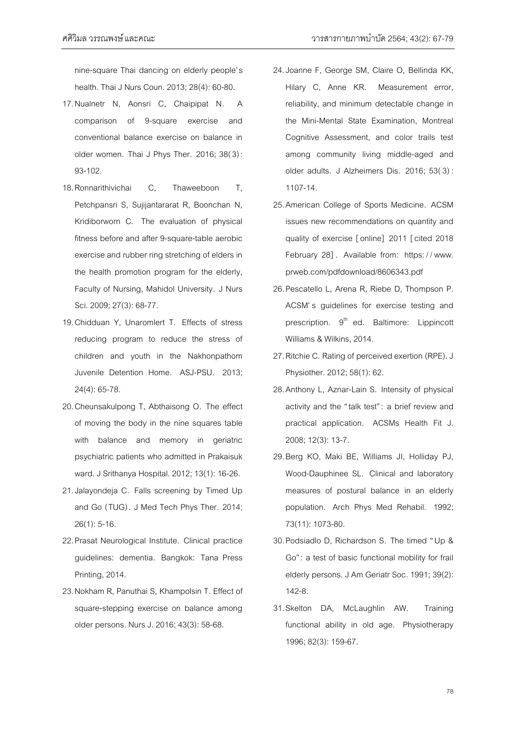nine-square Thai dancing on elderly people's health. Thai J Nurs Coun. 2013; 28(4): 60-80.

17. Nualnetr N, Aonsri C, Chaipipat N. A comparison of 9-square exercise and conventional balance exercise on balance in older women. Thai J Phys Ther. 2016; 38(3): 93-102.

18. Ronnarithivichai C, Thaweeboon T, Petchpansri S, Sujijantararat R, Boonchan N, Kridiborworn C. The evaluation of physical fitness before and after 9-square-table aerobic exercise and rubber ring stretching of elders in the health promotion program for the elderly, Faculty of Nursing, Mahidol University. J Nurs Sci. 2009; 27(3): 68-77.

19. Chidduan Y, Unaromlert T. Effects of stress reducing program to reduce the stress of children and youth in the Nakhonpathom Juvenile Detention Home. ASJ-PSU. 2013; 24(4): 65-78.

20. Cheunsakulpong T, Abthaisong O. The effect of moving the body in the nine squares table with balance and memory in geriatric psychiatric patients who admitted in Prakaisuk ward. J Srithanya Hospital. 2012; 13(1): 16-26.

21. Jalayondeja C. Falls screening by Timed Up and Go (TUG). J Med Tech Phys Ther. 2014; 26(1): 5-16.

22. Prasat Neurological Institute. Clinical practice guidelines: dementia. Bangkok: Tana Press Printing, 2014.

23. Nokham R, Panuthai S, Khampolsin T. Effect of square-stepping exercise on balance among older persons. Nurs J. 2016; 43(3): 58-68.

24. Joanne F, George SM, Claire O, Bellinda KK, Hilary C, Anne KR. Measurement error, reliability, and minimum detectable change in the Mini-Mental State Examination, Montreal Cognitive Assessment, and color trails test among community living middle-aged and older adults. J Alzheimers Dis. 2016; 53(3): 1107-14.

25. American College of Sports Medicine. ACSM issues new recommendations on quantity and quality of exercise [online] 2011 [cited 2018 February 28]. Available from: https://www.prweb.com/pdfdownload/8606343.pdf

26. Pescatello L, Arena R, Riebe D, Thompson P. ACSM's guidelines for exercise testing and prescription. 9th ed. Baltimore: Lippincott Williams & Wilkins, 2014.

27. Ritchie C. Rating of perceived exertion (RPE). J Physiother. 2012; 58(1): 62.

28. Anthony L, Aznar-Lain S. Intensity of physical activity and the "talk test": a brief review and practical application. ACSMs Health Fit J. 2008; 12(3): 13-7.

29. Berg KO, Maki BE, Williams JI, Holliday PJ, Wood-Dauphinee SL. Clinical and laboratory measures of postural balance in an elderly population. Arch Phys Med Rehabil. 1992; 73(11): 1073-80.

30. Podsiadlo D, Richardson S. The timed "Up & Go": a test of basic functional mobility for frail elderly persons. J Am Geriatr Soc. 1991; 39(2): 142-8.

31. Skelton DA, McLaughlin AW. Training functional ability in old age. Physiotherapy 1996; 82(3): 159-67.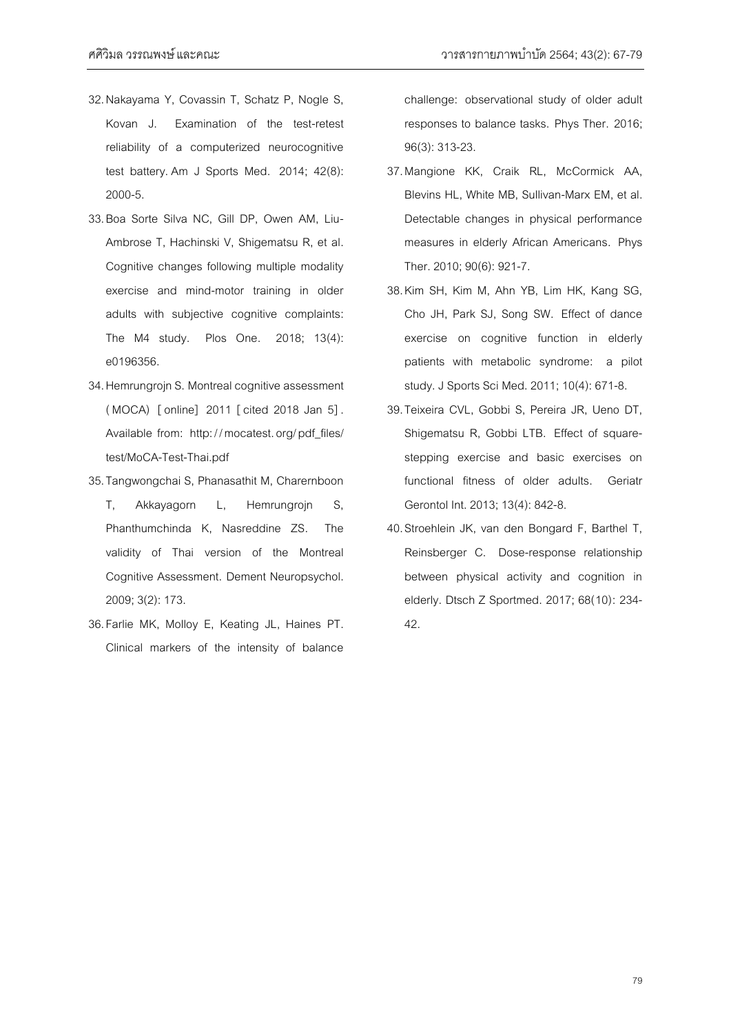32. Nakayama Y, Covassin T, Schatz P, Nogle S, Kovan J. Examination of the test-retest reliability of a computerized neurocognitive test battery. Am J Sports Med. 2014; 42(8): 2000-5.
33. Boa Sorte Silva NC, Gill DP, Owen AM, Liu-Ambrose T, Hachinski V, Shigematsu R, et al. Cognitive changes following multiple modality exercise and mind-motor training in older adults with subjective cognitive complaints: The M4 study. Plos One. 2018; 13(4): e0196356.
34. Hemrungrojn S. Montreal cognitive assessment (MOCA) [online] 2011 [cited 2018 Jan 5]. Available from: http://mocatest.org/pdf_files/test/MoCA-Test-Thai.pdf
35. Tangwongchai S, Phanasathit M, Charernboon T, Akkayagorn L, Hemrungrojn S, Phanthumchinda K, Nasreddine ZS. The validity of Thai version of the Montreal Cognitive Assessment. Dement Neuropsychol. 2009; 3(2): 173.
36. Farlie MK, Molloy E, Keating JL, Haines PT. Clinical markers of the intensity of balance challenge: observational study of older adult responses to balance tasks. Phys Ther. 2016; 96(3): 313-23.
37. Mangione KK, Craik RL, McCormick AA, Blevins HL, White MB, Sullivan-Marx EM, et al. Detectable changes in physical performance measures in elderly African Americans. Phys Ther. 2010; 90(6): 921-7.
38. Kim SH, Kim M, Ahn YB, Lim HK, Kang SG, Cho JH, Park SJ, Song SW. Effect of dance exercise on cognitive function in elderly patients with metabolic syndrome: a pilot study. J Sports Sci Med. 2011; 10(4): 671-8.
39. Teixeira CVL, Gobbi S, Pereira JR, Ueno DT, Shigematsu R, Gobbi LTB. Effect of square-stepping exercise and basic exercises on functional fitness of older adults. Geriatr Gerontol Int. 2013; 13(4): 842-8.
40. Stroehlein JK, van den Bongard F, Barthel T, Reinsberger C. Dose-response relationship between physical activity and cognition in elderly. Dtsch Z Sportmed. 2017; 68(10): 234-42.